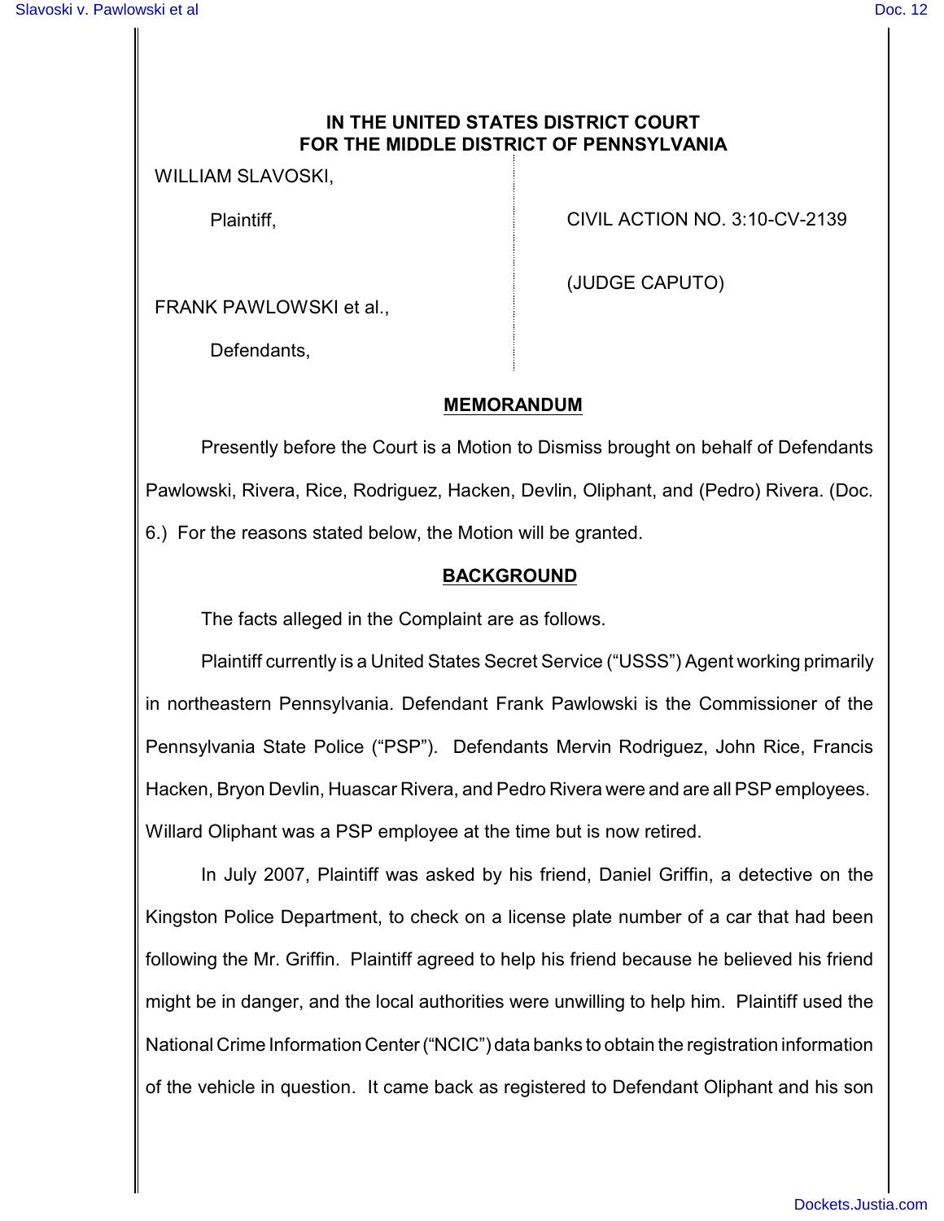**IN THE UNITED STATES DISTRICT COURT**
**FOR THE MIDDLE DISTRICT OF PENNSYLVANIA**

| | |
|---|---|
| WILLIAM SLAVOSKI, | |
| Plaintiff, | CIVIL ACTION NO. 3:10-CV-2139 |
| | (JUDGE CAPUTO) |
| FRANK PAWLOWSKI et al., | |
| Defendants, | |

## MEMORANDUM

Presently before the Court is a Motion to Dismiss brought on behalf of Defendants Pawlowski, Rivera, Rice, Rodriguez, Hacken, Devlin, Oliphant, and (Pedro) Rivera. (Doc. 6.) For the reasons stated below, the Motion will be granted.

## BACKGROUND

The facts alleged in the Complaint are as follows.

Plaintiff currently is a United States Secret Service ("USSS") Agent working primarily in northeastern Pennsylvania. Defendant Frank Pawlowski is the Commissioner of the Pennsylvania State Police ("PSP"). Defendants Mervin Rodriguez, John Rice, Francis Hacken, Bryon Devlin, Huascar Rivera, and Pedro Rivera were and are all PSP employees. Willard Oliphant was a PSP employee at the time but is now retired.

In July 2007, Plaintiff was asked by his friend, Daniel Griffin, a detective on the Kingston Police Department, to check on a license plate number of a car that had been following the Mr. Griffin. Plaintiff agreed to help his friend because he believed his friend might be in danger, and the local authorities were unwilling to help him. Plaintiff used the National Crime Information Center ("NCIC") data banks to obtain the registration information of the vehicle in question. It came back as registered to Defendant Oliphant and his son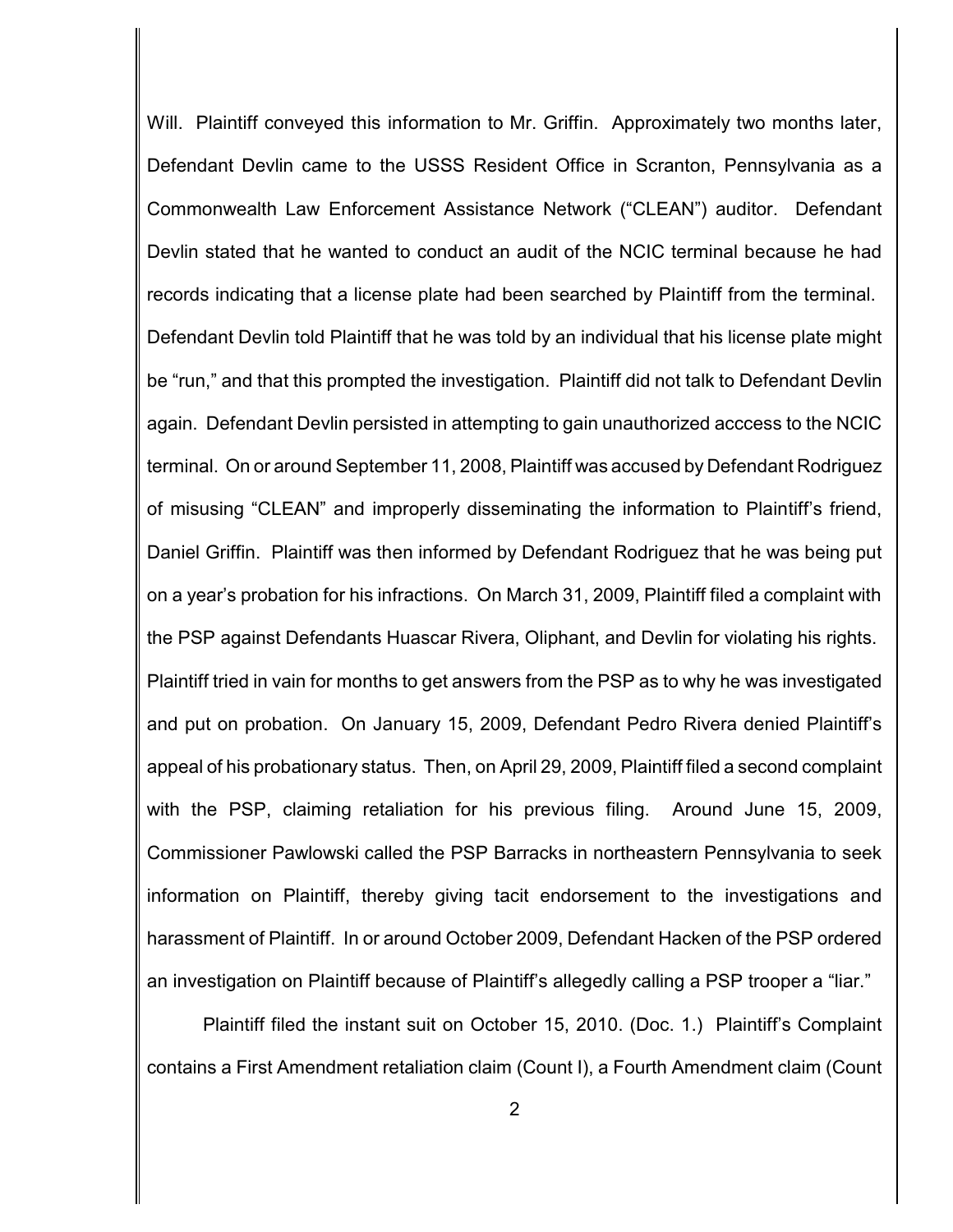Will. Plaintiff conveyed this information to Mr. Griffin. Approximately two months later, Defendant Devlin came to the USSS Resident Office in Scranton, Pennsylvania as a Commonwealth Law Enforcement Assistance Network ("CLEAN") auditor. Defendant Devlin stated that he wanted to conduct an audit of the NCIC terminal because he had records indicating that a license plate had been searched by Plaintiff from the terminal. Defendant Devlin told Plaintiff that he was told by an individual that his license plate might be "run," and that this prompted the investigation. Plaintiff did not talk to Defendant Devlin again. Defendant Devlin persisted in attempting to gain unauthorized acccess to the NCIC terminal. On or around September 11, 2008, Plaintiff was accused by Defendant Rodriguez of misusing "CLEAN" and improperly disseminating the information to Plaintiff's friend, Daniel Griffin. Plaintiff was then informed by Defendant Rodriguez that he was being put on a year's probation for his infractions. On March 31, 2009, Plaintiff filed a complaint with the PSP against Defendants Huascar Rivera, Oliphant, and Devlin for violating his rights. Plaintiff tried in vain for months to get answers from the PSP as to why he was investigated and put on probation. On January 15, 2009, Defendant Pedro Rivera denied Plaintiff's appeal of his probationary status. Then, on April 29, 2009, Plaintiff filed a second complaint with the PSP, claiming retaliation for his previous filing. Around June 15, 2009, Commissioner Pawlowski called the PSP Barracks in northeastern Pennsylvania to seek information on Plaintiff, thereby giving tacit endorsement to the investigations and harassment of Plaintiff. In or around October 2009, Defendant Hacken of the PSP ordered an investigation on Plaintiff because of Plaintiff's allegedly calling a PSP trooper a "liar."

Plaintiff filed the instant suit on October 15, 2010. (Doc. 1.) Plaintiff's Complaint contains a First Amendment retaliation claim (Count I), a Fourth Amendment claim (Count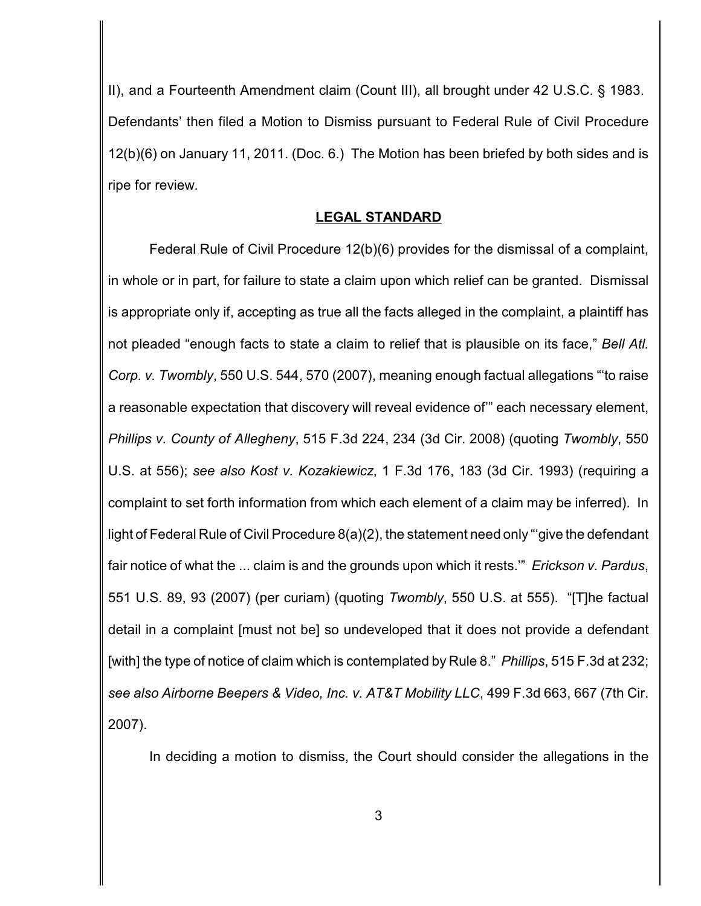II), and a Fourteenth Amendment claim (Count III), all brought under 42 U.S.C. § 1983. Defendants' then filed a Motion to Dismiss pursuant to Federal Rule of Civil Procedure 12(b)(6) on January 11, 2011. (Doc. 6.) The Motion has been briefed by both sides and is ripe for review.

## **LEGAL STANDARD**

Federal Rule of Civil Procedure 12(b)(6) provides for the dismissal of a complaint, in whole or in part, for failure to state a claim upon which relief can be granted. Dismissal is appropriate only if, accepting as true all the facts alleged in the complaint, a plaintiff has not pleaded "enough facts to state a claim to relief that is plausible on its face," *Bell Atl. Corp. v. Twombly*, 550 U.S. 544, 570 (2007), meaning enough factual allegations "'to raise a reasonable expectation that discovery will reveal evidence of'" each necessary element, *Phillips v. County of Allegheny*, 515 F.3d 224, 234 (3d Cir. 2008) (quoting *Twombly*, 550 U.S. at 556); *see also Kost v. Kozakiewicz*, 1 F.3d 176, 183 (3d Cir. 1993) (requiring a complaint to set forth information from which each element of a claim may be inferred). In light of Federal Rule of Civil Procedure 8(a)(2), the statement need only "'give the defendant fair notice of what the ... claim is and the grounds upon which it rests.'" *Erickson v. Pardus*, 551 U.S. 89, 93 (2007) (per curiam) (quoting *Twombly*, 550 U.S. at 555). "[T]he factual detail in a complaint [must not be] so undeveloped that it does not provide a defendant [with] the type of notice of claim which is contemplated by Rule 8." *Phillips*, 515 F.3d at 232; *see also Airborne Beepers & Video, Inc. v. AT&T Mobility LLC*, 499 F.3d 663, 667 (7th Cir. 2007).

In deciding a motion to dismiss, the Court should consider the allegations in the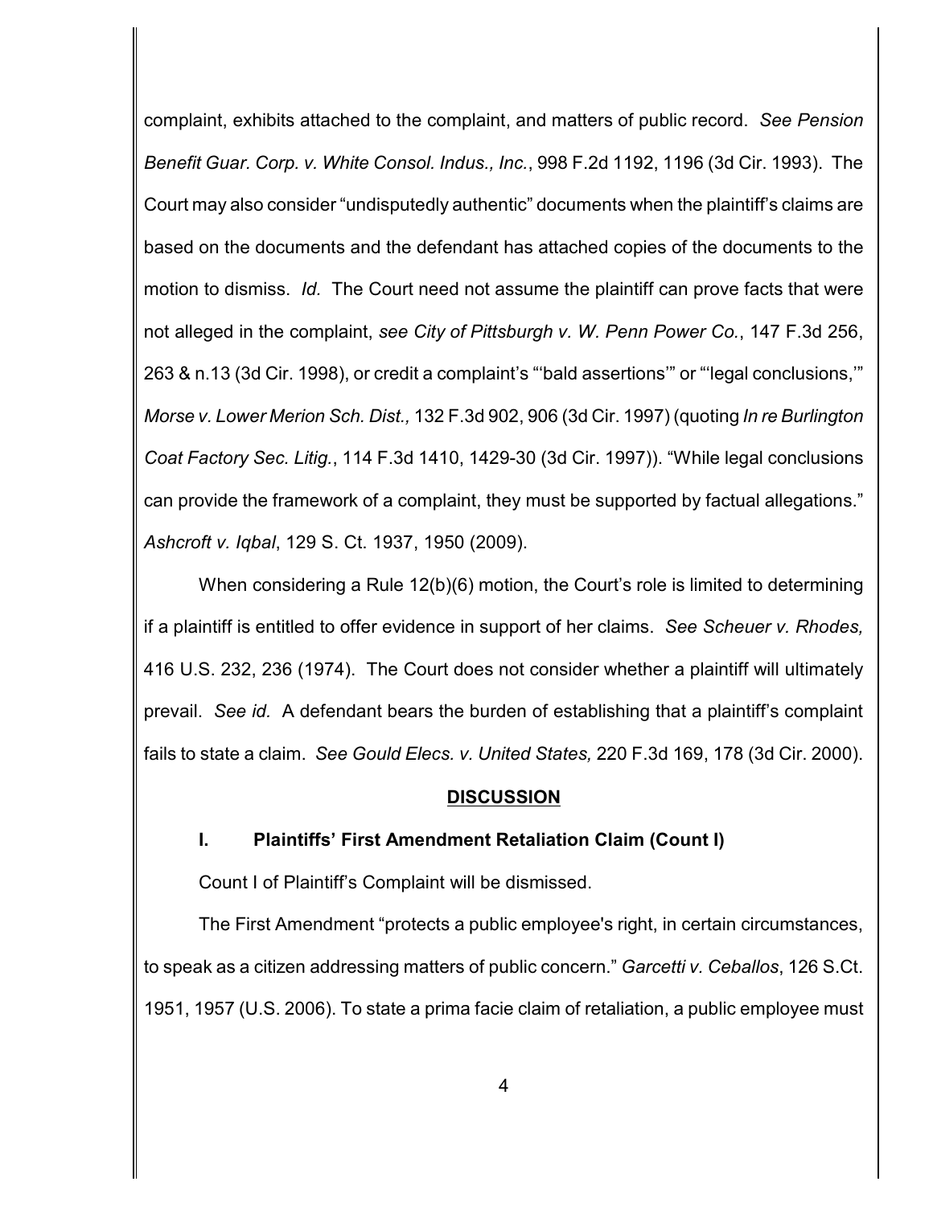complaint, exhibits attached to the complaint, and matters of public record. *See Pension Benefit Guar. Corp. v. White Consol. Indus., Inc.*, 998 F.2d 1192, 1196 (3d Cir. 1993). The Court may also consider "undisputedly authentic" documents when the plaintiff's claims are based on the documents and the defendant has attached copies of the documents to the motion to dismiss. *Id.* The Court need not assume the plaintiff can prove facts that were not alleged in the complaint, *see City of Pittsburgh v. W. Penn Power Co.*, 147 F.3d 256, 263 & n.13 (3d Cir. 1998), or credit a complaint's "'bald assertions'" or "'legal conclusions,'" *Morse v. Lower Merion Sch. Dist.,* 132 F.3d 902, 906 (3d Cir. 1997) (quoting *In re Burlington Coat Factory Sec. Litig.*, 114 F.3d 1410, 1429-30 (3d Cir. 1997)). "While legal conclusions can provide the framework of a complaint, they must be supported by factual allegations." *Ashcroft v. Iqbal*, 129 S. Ct. 1937, 1950 (2009).

When considering a Rule 12(b)(6) motion, the Court's role is limited to determining if a plaintiff is entitled to offer evidence in support of her claims. *See Scheuer v. Rhodes,* 416 U.S. 232, 236 (1974). The Court does not consider whether a plaintiff will ultimately prevail. *See id.* A defendant bears the burden of establishing that a plaintiff's complaint fails to state a claim. *See Gould Elecs. v. United States,* 220 F.3d 169, 178 (3d Cir. 2000).

## DISCUSSION

### I. Plaintiffs' First Amendment Retaliation Claim (Count I)

Count I of Plaintiff's Complaint will be dismissed.

The First Amendment "protects a public employee's right, in certain circumstances, to speak as a citizen addressing matters of public concern." *Garcetti v. Ceballos*, 126 S.Ct. 1951, 1957 (U.S. 2006). To state a prima facie claim of retaliation, a public employee must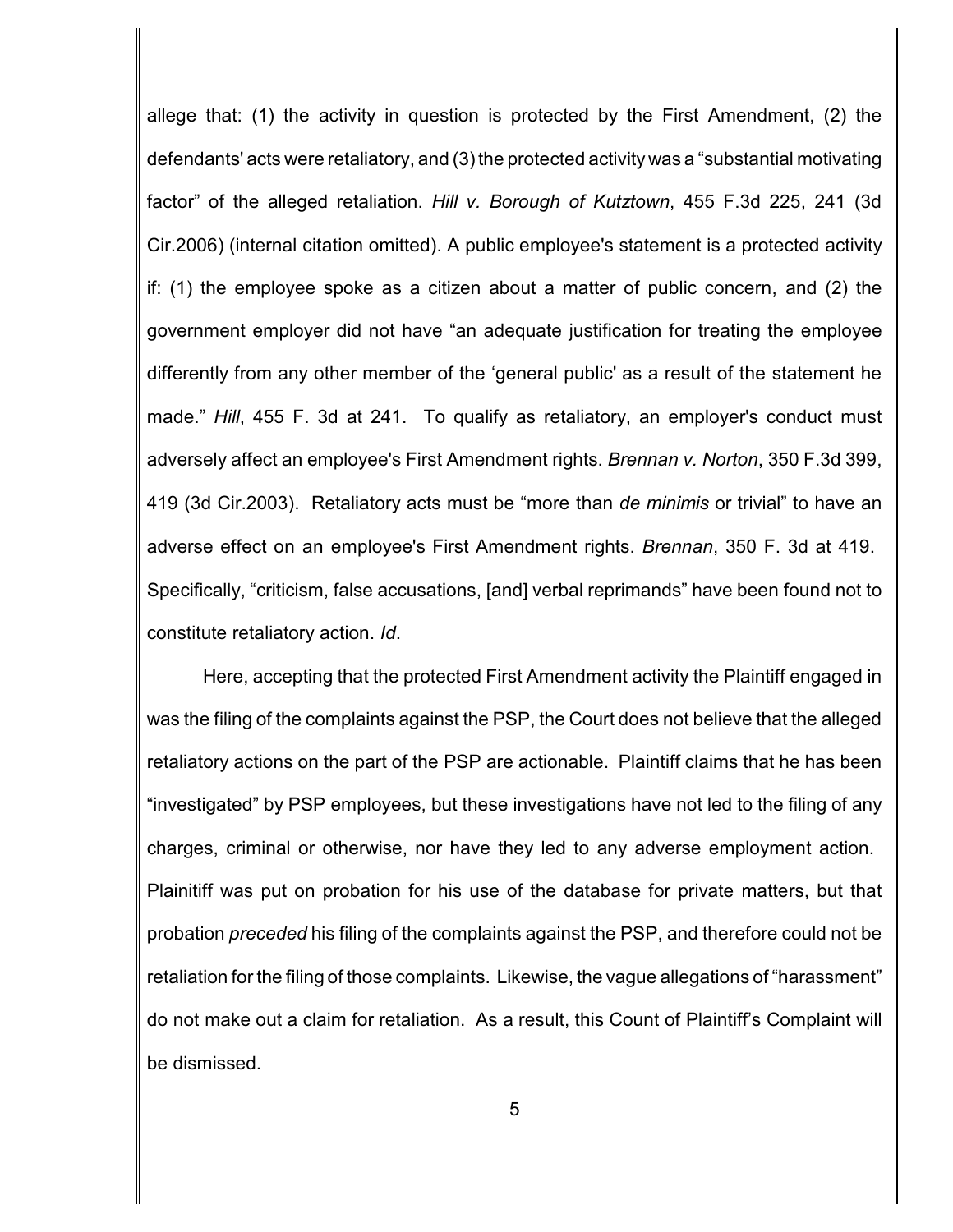allege that: (1) the activity in question is protected by the First Amendment, (2) the defendants' acts were retaliatory, and (3) the protected activity was a "substantial motivating factor" of the alleged retaliation. *Hill v. Borough of Kutztown*, 455 F.3d 225, 241 (3d Cir.2006) (internal citation omitted). A public employee's statement is a protected activity if: (1) the employee spoke as a citizen about a matter of public concern, and (2) the government employer did not have "an adequate justification for treating the employee differently from any other member of the 'general public' as a result of the statement he made." *Hill*, 455 F. 3d at 241. To qualify as retaliatory, an employer's conduct must adversely affect an employee's First Amendment rights. *Brennan v. Norton*, 350 F.3d 399, 419 (3d Cir.2003). Retaliatory acts must be "more than *de minimis* or trivial" to have an adverse effect on an employee's First Amendment rights. *Brennan*, 350 F. 3d at 419. Specifically, "criticism, false accusations, [and] verbal reprimands" have been found not to constitute retaliatory action. *Id*.

Here, accepting that the protected First Amendment activity the Plaintiff engaged in was the filing of the complaints against the PSP, the Court does not believe that the alleged retaliatory actions on the part of the PSP are actionable. Plaintiff claims that he has been "investigated" by PSP employees, but these investigations have not led to the filing of any charges, criminal or otherwise, nor have they led to any adverse employment action. Plainitiff was put on probation for his use of the database for private matters, but that probation *preceded* his filing of the complaints against the PSP, and therefore could not be retaliation for the filing of those complaints. Likewise, the vague allegations of "harassment" do not make out a claim for retaliation. As a result, this Count of Plaintiff's Complaint will be dismissed.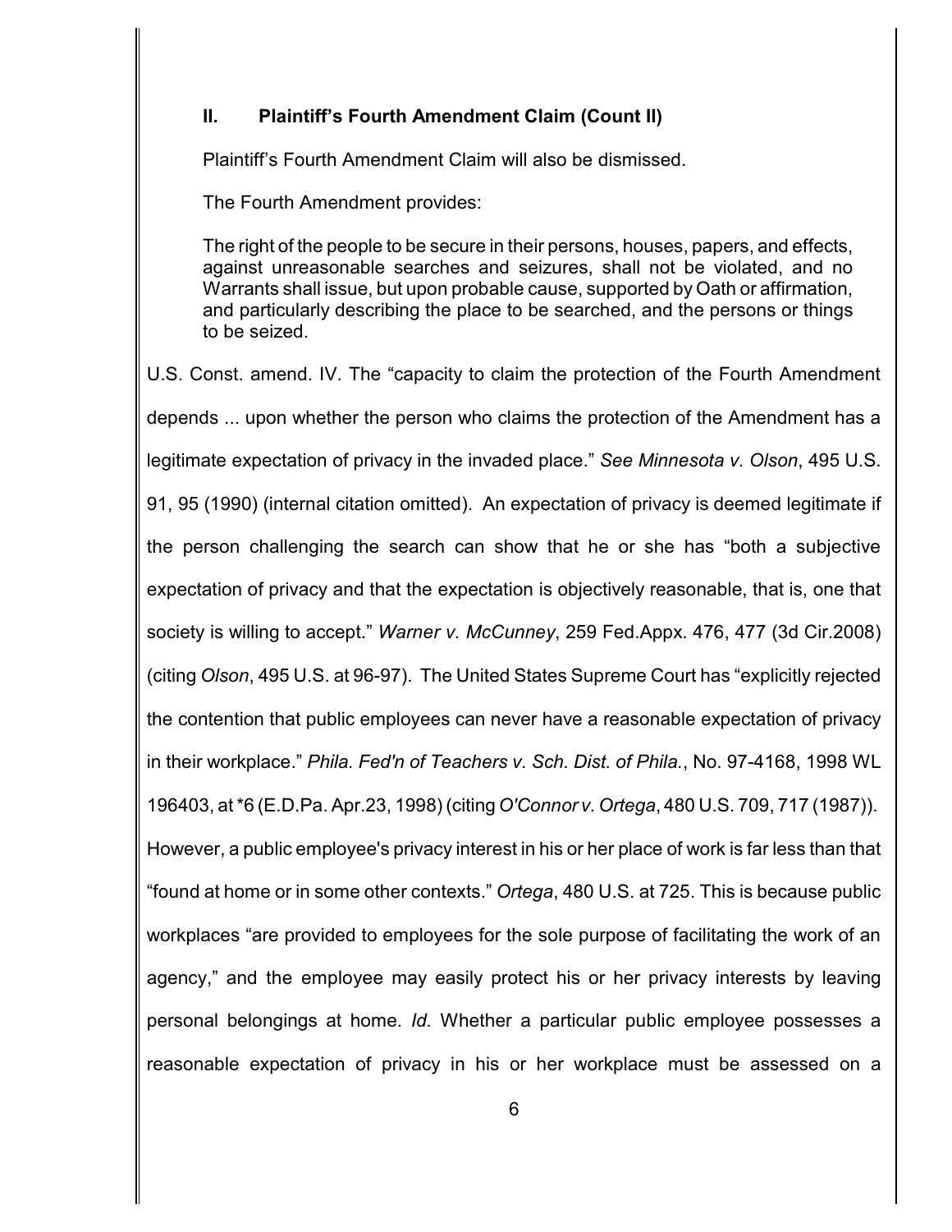## II. Plaintiff's Fourth Amendment Claim (Count II)

Plaintiff's Fourth Amendment Claim will also be dismissed.

The Fourth Amendment provides:

> The right of the people to be secure in their persons, houses, papers, and effects, against unreasonable searches and seizures, shall not be violated, and no Warrants shall issue, but upon probable cause, supported by Oath or affirmation, and particularly describing the place to be searched, and the persons or things to be seized.

U.S. Const. amend. IV. The "capacity to claim the protection of the Fourth Amendment depends ... upon whether the person who claims the protection of the Amendment has a legitimate expectation of privacy in the invaded place." *See Minnesota v. Olson*, 495 U.S. 91, 95 (1990) (internal citation omitted). An expectation of privacy is deemed legitimate if the person challenging the search can show that he or she has "both a subjective expectation of privacy and that the expectation is objectively reasonable, that is, one that society is willing to accept." *Warner v. McCunney*, 259 Fed.Appx. 476, 477 (3d Cir.2008) (citing *Olson*, 495 U.S. at 96-97). The United States Supreme Court has "explicitly rejected the contention that public employees can never have a reasonable expectation of privacy in their workplace." *Phila. Fed'n of Teachers v. Sch. Dist. of Phila.*, No. 97-4168, 1998 WL 196403, at *6 (E.D.Pa. Apr.23, 1998) (citing *O'Connor v. Ortega*, 480 U.S. 709, 717 (1987)). However, a public employee's privacy interest in his or her place of work is far less than that "found at home or in some other contexts." *Ortega*, 480 U.S. at 725. This is because public workplaces "are provided to employees for the sole purpose of facilitating the work of an agency," and the employee may easily protect his or her privacy interests by leaving personal belongings at home. *Id.* Whether a particular public employee possesses a reasonable expectation of privacy in his or her workplace must be assessed on a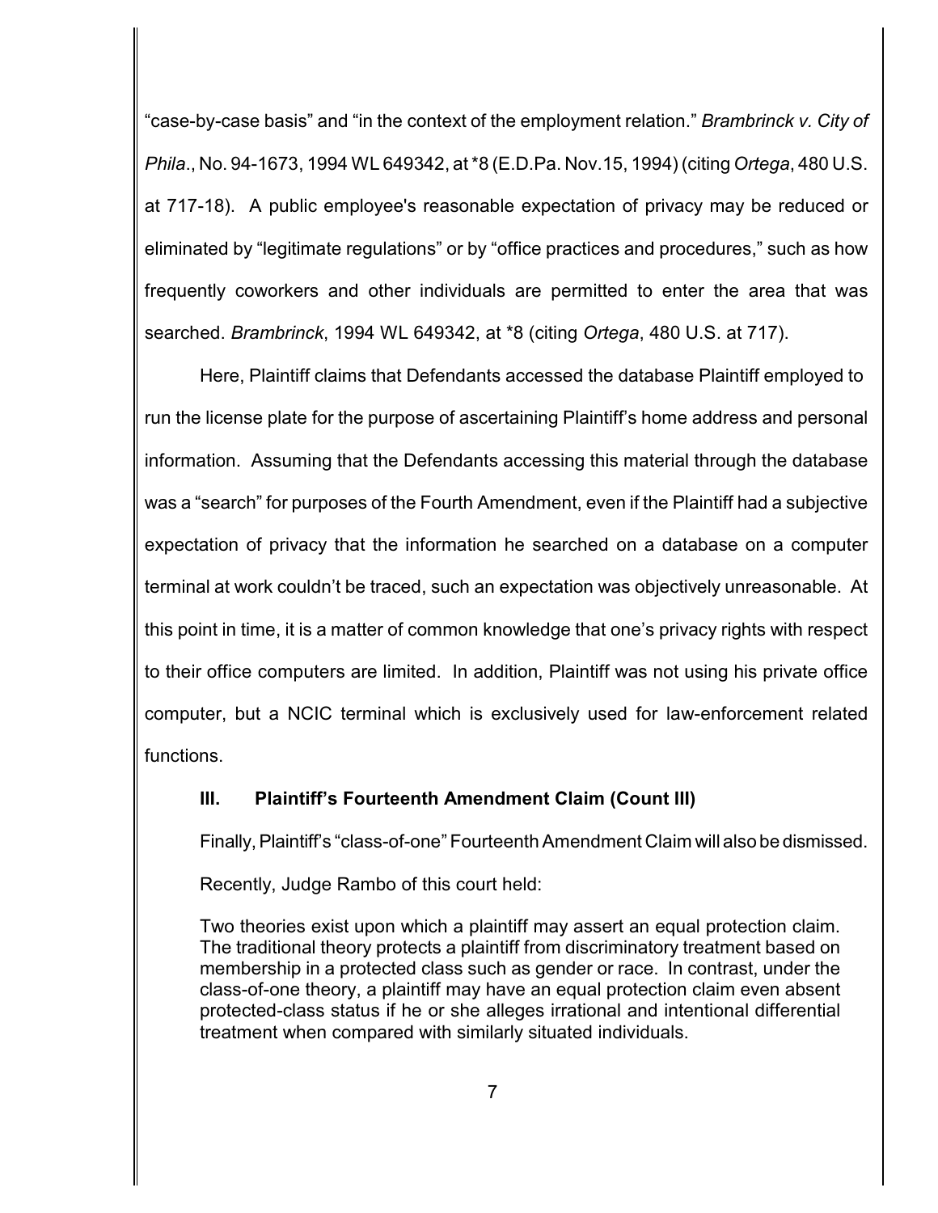"case-by-case basis" and "in the context of the employment relation." *Brambrinck v. City of Phila*., No. 94-1673, 1994 WL 649342, at *8 (E.D.Pa. Nov.15, 1994) (citing *Ortega*, 480 U.S. at 717-18). A public employee's reasonable expectation of privacy may be reduced or eliminated by "legitimate regulations" or by "office practices and procedures," such as how frequently coworkers and other individuals are permitted to enter the area that was searched. *Brambrinck*, 1994 WL 649342, at *8 (citing *Ortega*, 480 U.S. at 717).

Here, Plaintiff claims that Defendants accessed the database Plaintiff employed to run the license plate for the purpose of ascertaining Plaintiff's home address and personal information. Assuming that the Defendants accessing this material through the database was a "search" for purposes of the Fourth Amendment, even if the Plaintiff had a subjective expectation of privacy that the information he searched on a database on a computer terminal at work couldn't be traced, such an expectation was objectively unreasonable. At this point in time, it is a matter of common knowledge that one's privacy rights with respect to their office computers are limited. In addition, Plaintiff was not using his private office computer, but a NCIC terminal which is exclusively used for law-enforcement related functions.

### III. Plaintiff's Fourteenth Amendment Claim (Count III)

Finally, Plaintiff's "class-of-one" Fourteenth Amendment Claim will also be dismissed.

Recently, Judge Rambo of this court held:

> Two theories exist upon which a plaintiff may assert an equal protection claim. The traditional theory protects a plaintiff from discriminatory treatment based on membership in a protected class such as gender or race. In contrast, under the class-of-one theory, a plaintiff may have an equal protection claim even absent protected-class status if he or she alleges irrational and intentional differential treatment when compared with similarly situated individuals.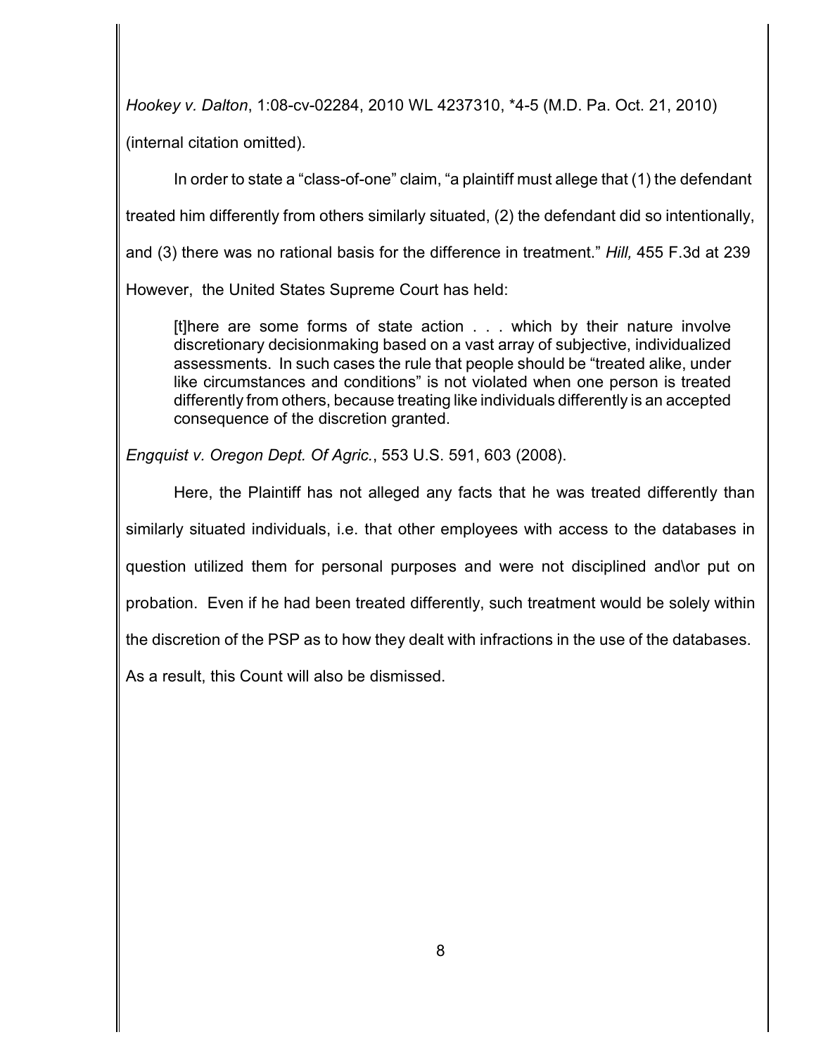*Hookey v. Dalton*, 1:08-cv-02284, 2010 WL 4237310, *4-5 (M.D. Pa. Oct. 21, 2010) (internal citation omitted).

In order to state a "class-of-one" claim, "a plaintiff must allege that (1) the defendant treated him differently from others similarly situated, (2) the defendant did so intentionally, and (3) there was no rational basis for the difference in treatment." *Hill,* 455 F.3d at 239 However, the United States Supreme Court has held:

> [t]here are some forms of state action . . . which by their nature involve discretionary decisionmaking based on a vast array of subjective, individualized assessments. In such cases the rule that people should be "treated alike, under like circumstances and conditions" is not violated when one person is treated differently from others, because treating like individuals differently is an accepted consequence of the discretion granted.

*Engquist v. Oregon Dept. Of Agric.*, 553 U.S. 591, 603 (2008).

Here, the Plaintiff has not alleged any facts that he was treated differently than similarly situated individuals, i.e. that other employees with access to the databases in question utilized them for personal purposes and were not disciplined and\or put on probation. Even if he had been treated differently, such treatment would be solely within the discretion of the PSP as to how they dealt with infractions in the use of the databases. As a result, this Count will also be dismissed.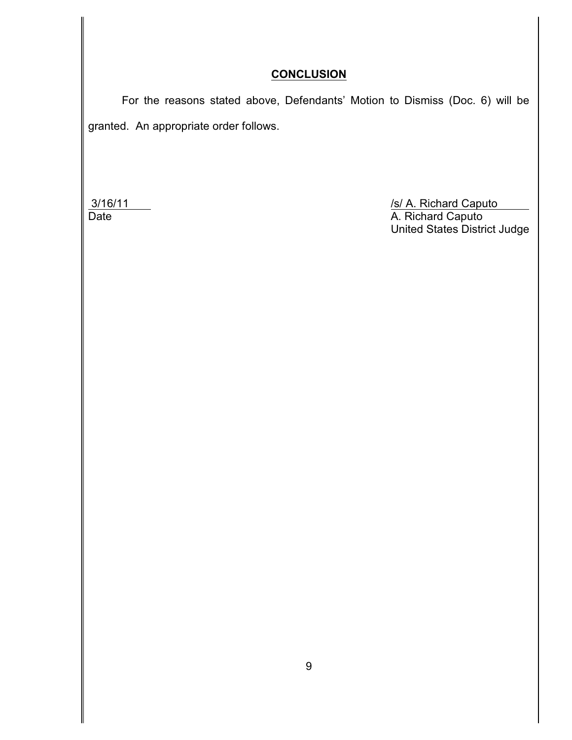## **CONCLUSION**

For the reasons stated above, Defendants' Motion to Dismiss (Doc. 6) will be granted. An appropriate order follows.

3/16/11
Date

/s/ A. Richard Caputo
A. Richard Caputo
United States District Judge